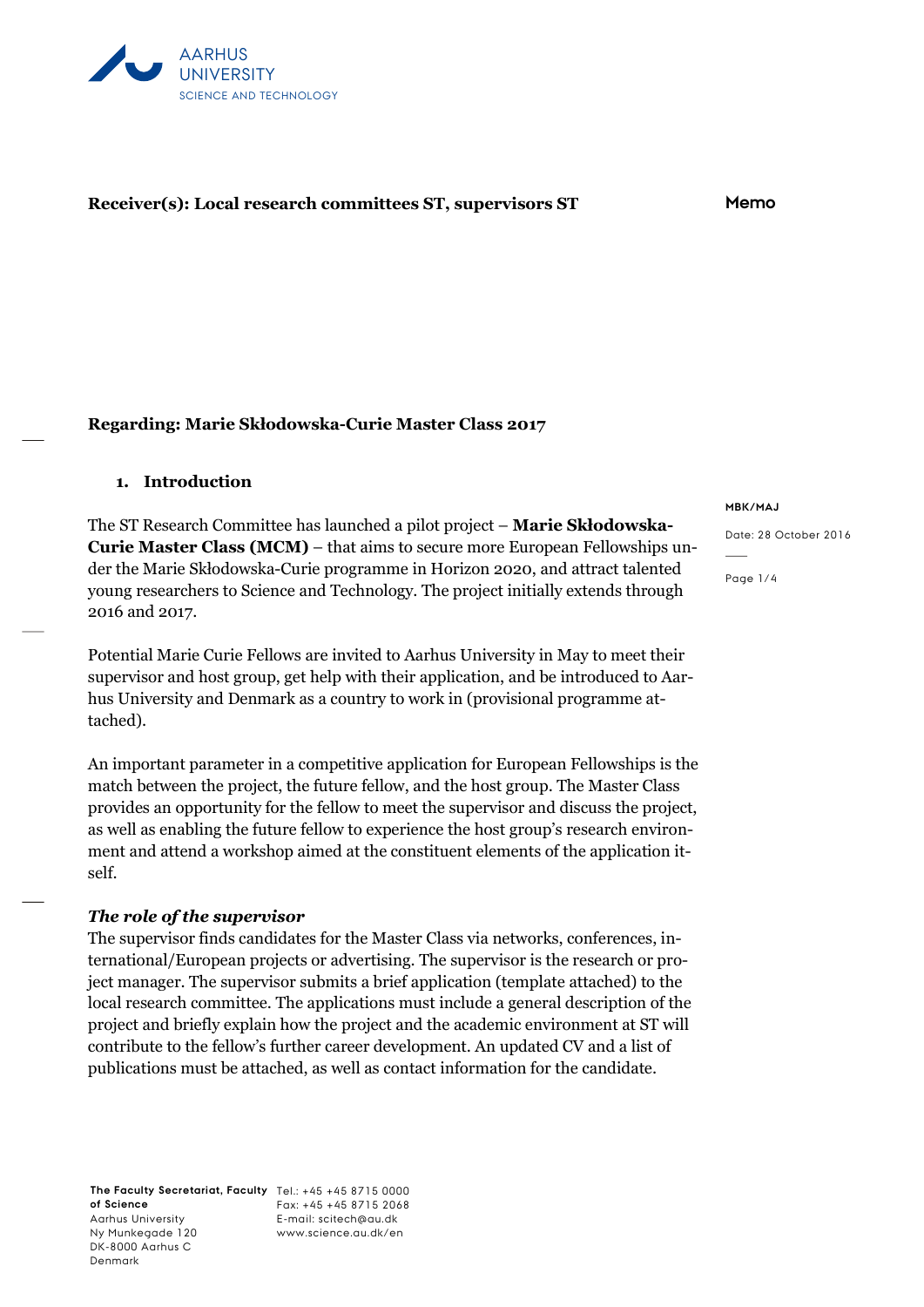AARHUS UNIVERSITY
SCIENCE AND TECHNOLOGY

**Receiver(s): Local research committees ST, supervisors ST**

**Memo**

MBK/MAJ

Date: 28 October 2016

**Regarding: Marie Skłodowska-Curie Master Class 2017**

## 1. Introduction

The ST Research Committee has launched a pilot project – **Marie Skłodowska-Curie Master Class (MCM)** – that aims to secure more European Fellowships under the Marie Skłodowska-Curie programme in Horizon 2020, and attract talented young researchers to Science and Technology. The project initially extends through 2016 and 2017.

Potential Marie Curie Fellows are invited to Aarhus University in May to meet their supervisor and host group, get help with their application, and be introduced to Aarhus University and Denmark as a country to work in (provisional programme attached).

An important parameter in a competitive application for European Fellowships is the match between the project, the future fellow, and the host group. The Master Class provides an opportunity for the fellow to meet the supervisor and discuss the project, as well as enabling the future fellow to experience the host group's research environment and attend a workshop aimed at the constituent elements of the application itself.

***The role of the supervisor***

The supervisor finds candidates for the Master Class via networks, conferences, international/European projects or advertising. The supervisor is the research or project manager. The supervisor submits a brief application (template attached) to the local research committee. The applications must include a general description of the project and briefly explain how the project and the academic environment at ST will contribute to the fellow's further career development. An updated CV and a list of publications must be attached, as well as contact information for the candidate.

**The Faculty Secretariat, Faculty of Science**
Aarhus University
Ny Munkegade 120
DK-8000 Aarhus C
Denmark

Tel.: +45 +45 8715 0000
Fax: +45 +45 8715 2068
E-mail: scitech@au.dk
www.science.au.dk/en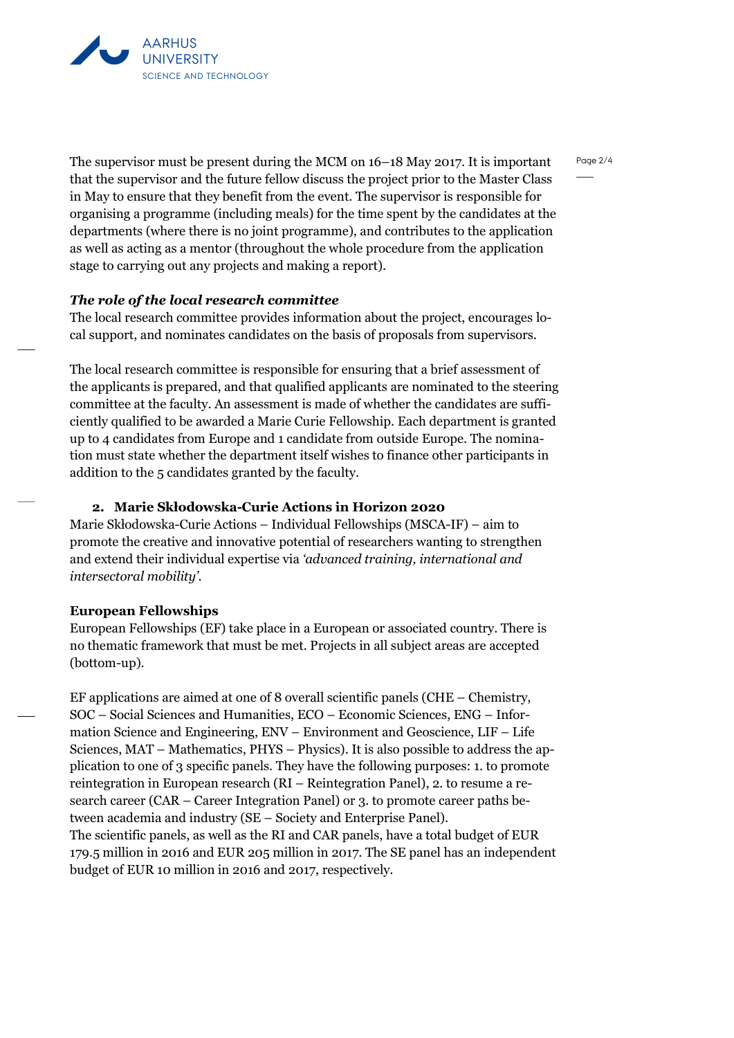The supervisor must be present during the MCM on 16–18 May 2017. It is important that the supervisor and the future fellow discuss the project prior to the Master Class in May to ensure that they benefit from the event. The supervisor is responsible for organising a programme (including meals) for the time spent by the candidates at the departments (where there is no joint programme), and contributes to the application as well as acting as a mentor (throughout the whole procedure from the application stage to carrying out any projects and making a report).

***The role of the local research committee***

The local research committee provides information about the project, encourages local support, and nominates candidates on the basis of proposals from supervisors.

The local research committee is responsible for ensuring that a brief assessment of the applicants is prepared, and that qualified applicants are nominated to the steering committee at the faculty. An assessment is made of whether the candidates are sufficiently qualified to be awarded a Marie Curie Fellowship. Each department is granted up to 4 candidates from Europe and 1 candidate from outside Europe. The nomination must state whether the department itself wishes to finance other participants in addition to the 5 candidates granted by the faculty.

## 2. Marie Skłodowska-Curie Actions in Horizon 2020

Marie Skłodowska-Curie Actions – Individual Fellowships (MSCA-IF) – aim to promote the creative and innovative potential of researchers wanting to strengthen and extend their individual expertise via *'advanced training, international and intersectoral mobility'*.

**European Fellowships**

European Fellowships (EF) take place in a European or associated country. There is no thematic framework that must be met. Projects in all subject areas are accepted (bottom-up).

EF applications are aimed at one of 8 overall scientific panels (CHE – Chemistry, SOC – Social Sciences and Humanities, ECO – Economic Sciences, ENG – Information Science and Engineering, ENV – Environment and Geoscience, LIF – Life Sciences, MAT – Mathematics, PHYS – Physics). It is also possible to address the application to one of 3 specific panels. They have the following purposes: 1. to promote reintegration in European research (RI – Reintegration Panel), 2. to resume a research career (CAR – Career Integration Panel) or 3. to promote career paths between academia and industry (SE – Society and Enterprise Panel).
The scientific panels, as well as the RI and CAR panels, have a total budget of EUR 179.5 million in 2016 and EUR 205 million in 2017. The SE panel has an independent budget of EUR 10 million in 2016 and 2017, respectively.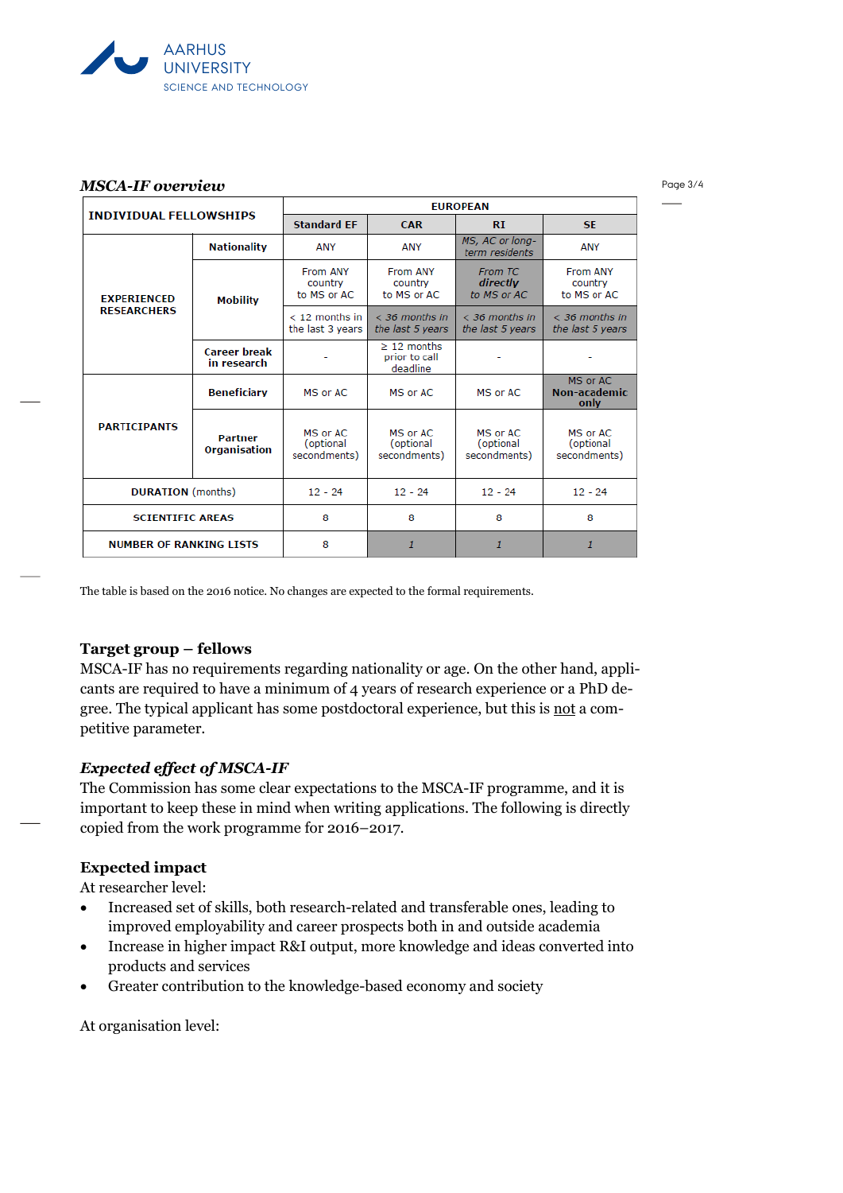***MSCA-IF overview***

| INDIVIDUAL FELLOWSHIPS | | EUROPEAN | | | |
|---|---|---|---|---|---|
| | | Standard EF | CAR | RI | SE |
| EXPERIENCED RESEARCHERS | Nationality | ANY | ANY | *MS, AC or long-term residents* | ANY |
| | Mobility | From ANY country to MS or AC | From ANY country to MS or AC | *From TC **directly** to MS or AC* | From ANY country to MS or AC |
| | | < 12 months in the last 3 years | *< 36 months in the last 5 years* | *< 36 months in the last 5 years* | *< 36 months in the last 5 years* |
| | Career break in research | - | ≥ 12 months prior to call deadline | - | - |
| PARTICIPANTS | Beneficiary | MS or AC | MS or AC | MS or AC | MS or AC **Non-academic only** |
| | Partner Organisation | MS or AC (optional secondments) | MS or AC (optional secondments) | MS or AC (optional secondments) | MS or AC (optional secondments) |
| DURATION (months) | | 12 - 24 | 12 - 24 | 12 - 24 | 12 - 24 |
| SCIENTIFIC AREAS | | 8 | 8 | 8 | 8 |
| NUMBER OF RANKING LISTS | | 8 | *1* | *1* | *1* |

The table is based on the 2016 notice. No changes are expected to the formal requirements.

### Target group – fellows

MSCA-IF has no requirements regarding nationality or age. On the other hand, applicants are required to have a minimum of 4 years of research experience or a PhD degree. The typical applicant has some postdoctoral experience, but this is not a competitive parameter.

### *Expected effect of MSCA-IF*

The Commission has some clear expectations to the MSCA-IF programme, and it is important to keep these in mind when writing applications. The following is directly copied from the work programme for 2016–2017.

### Expected impact

At researcher level:

- Increased set of skills, both research-related and transferable ones, leading to improved employability and career prospects both in and outside academia
- Increase in higher impact R&I output, more knowledge and ideas converted into products and services
- Greater contribution to the knowledge-based economy and society

At organisation level: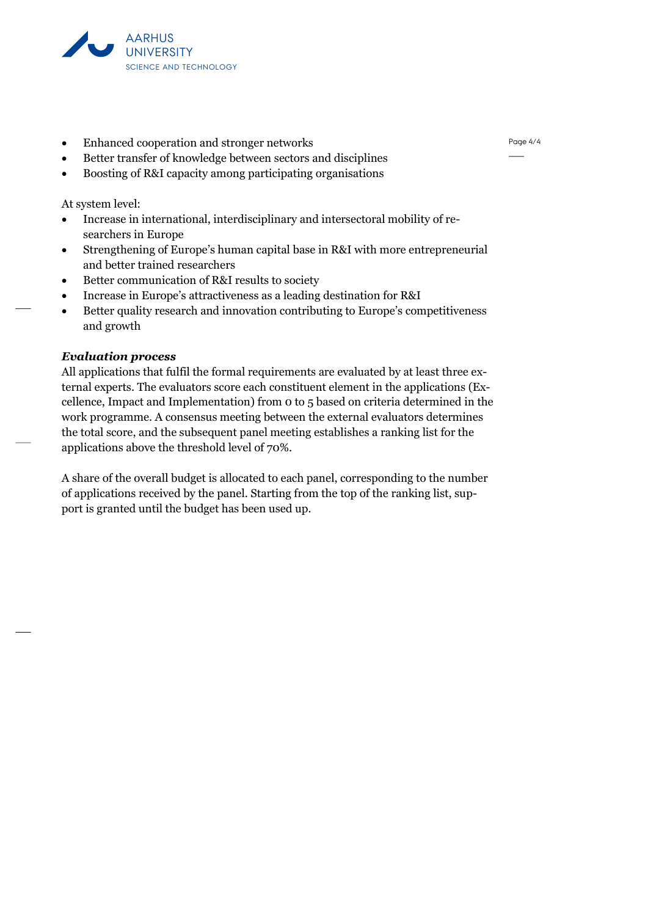- Enhanced cooperation and stronger networks
- Better transfer of knowledge between sectors and disciplines
- Boosting of R&I capacity among participating organisations

At system level:

- Increase in international, interdisciplinary and intersectoral mobility of researchers in Europe
- Strengthening of Europe's human capital base in R&I with more entrepreneurial and better trained researchers
- Better communication of R&I results to society
- Increase in Europe's attractiveness as a leading destination for R&I
- Better quality research and innovation contributing to Europe's competitiveness and growth

***Evaluation process***

All applications that fulfil the formal requirements are evaluated by at least three external experts. The evaluators score each constituent element in the applications (Excellence, Impact and Implementation) from 0 to 5 based on criteria determined in the work programme. A consensus meeting between the external evaluators determines the total score, and the subsequent panel meeting establishes a ranking list for the applications above the threshold level of 70%.

A share of the overall budget is allocated to each panel, corresponding to the number of applications received by the panel. Starting from the top of the ranking list, support is granted until the budget has been used up.